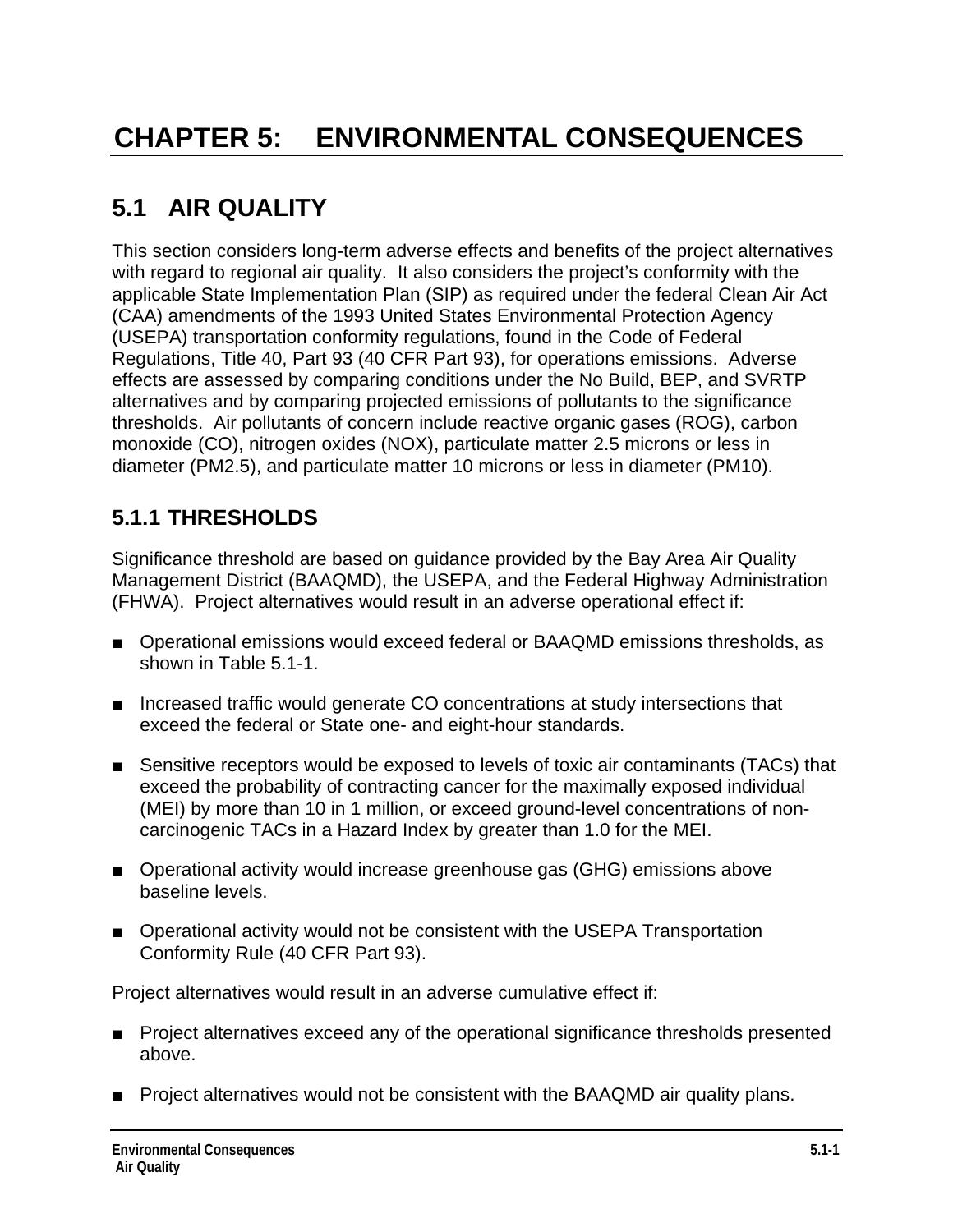# CHAPTER 5: ENVIRONMENTAL CONSEQUENCES

## 5.1 AIR QUALITY

This section considers long-term adverse effects and benefits of the project alternatives with regard to regional air quality. It also considers the project's conformity with the applicable State Implementation Plan (SIP) as required under the federal Clean Air Act (CAA) amendments of the 1993 United States Environmental Protection Agency (USEPA) transportation conformity regulations, found in the Code of Federal Regulations, Title 40, Part 93 (40 CFR Part 93), for operations emissions. Adverse effects are assessed by comparing conditions under the No Build, BEP, and SVRTP alternatives and by comparing projected emissions of pollutants to the significance thresholds. Air pollutants of concern include reactive organic gases (ROG), carbon monoxide (CO), nitrogen oxides (NOX), particulate matter 2.5 microns or less in diameter (PM2.5), and particulate matter 10 microns or less in diameter (PM10).

### 5.1.1 THRESHOLDS

Significance threshold are based on guidance provided by the Bay Area Air Quality Management District (BAAQMD), the USEPA, and the Federal Highway Administration (FHWA). Project alternatives would result in an adverse operational effect if:

- Operational emissions would exceed federal or BAAQMD emissions thresholds, as shown in Table 5.1-1.
- Increased traffic would generate CO concentrations at study intersections that exceed the federal or State one- and eight-hour standards.
- Sensitive receptors would be exposed to levels of toxic air contaminants (TACs) that exceed the probability of contracting cancer for the maximally exposed individual (MEI) by more than 10 in 1 million, or exceed ground-level concentrations of non-carcinogenic TACs in a Hazard Index by greater than 1.0 for the MEI.
- Operational activity would increase greenhouse gas (GHG) emissions above baseline levels.
- Operational activity would not be consistent with the USEPA Transportation Conformity Rule (40 CFR Part 93).

Project alternatives would result in an adverse cumulative effect if:

- Project alternatives exceed any of the operational significance thresholds presented above.
- Project alternatives would not be consistent with the BAAQMD air quality plans.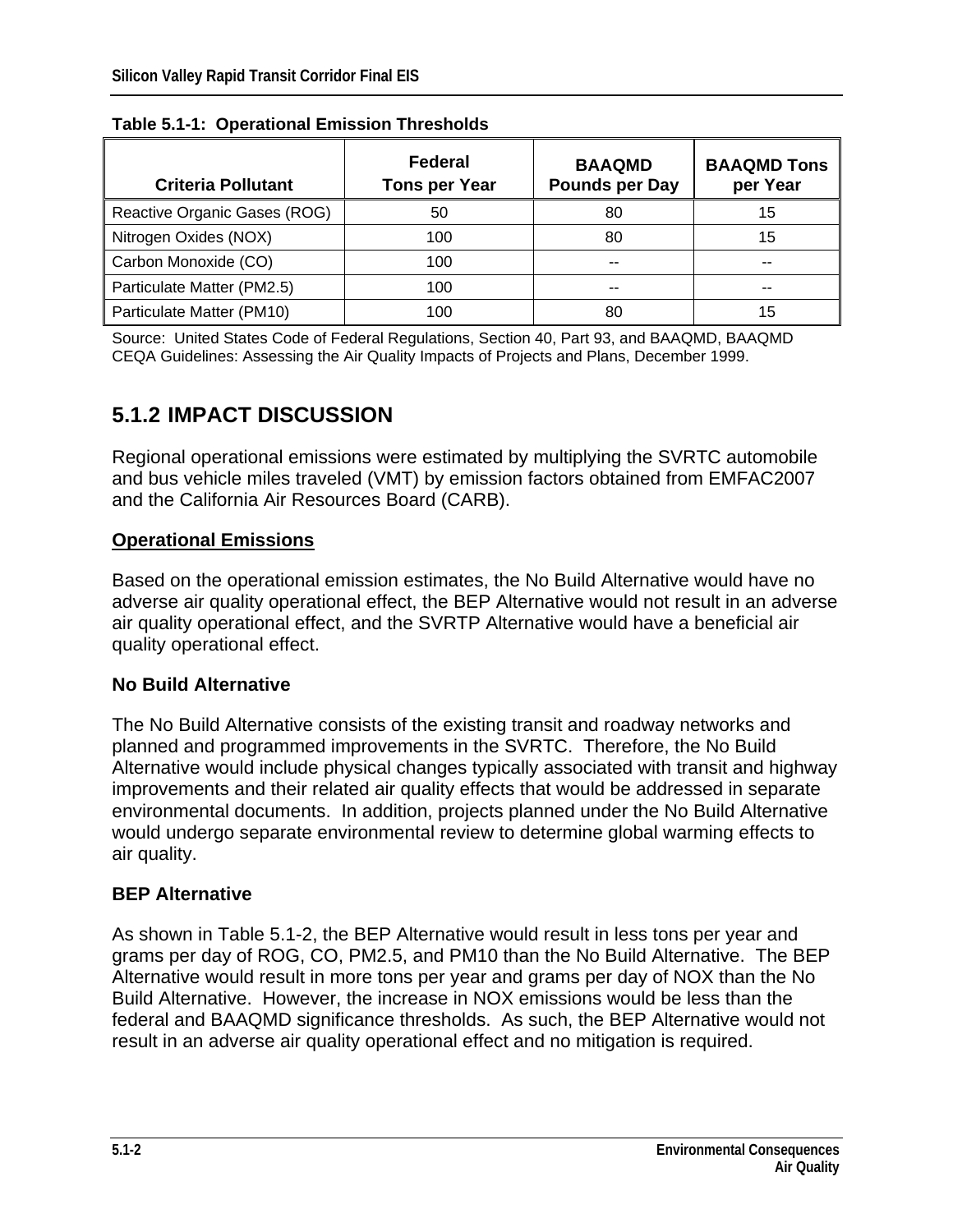**Table 5.1-1: Operational Emission Thresholds**

| Criteria Pollutant | Federal Tons per Year | BAAQMD Pounds per Day | BAAQMD Tons per Year |
|---|---|---|---|
| Reactive Organic Gases (ROG) | 50 | 80 | 15 |
| Nitrogen Oxides (NOX) | 100 | 80 | 15 |
| Carbon Monoxide (CO) | 100 | -- | -- |
| Particulate Matter (PM2.5) | 100 | -- | -- |
| Particulate Matter (PM10) | 100 | 80 | 15 |

Source: United States Code of Federal Regulations, Section 40, Part 93, and BAAQMD, BAAQMD CEQA Guidelines: Assessing the Air Quality Impacts of Projects and Plans, December 1999.

## 5.1.2 IMPACT DISCUSSION

Regional operational emissions were estimated by multiplying the SVRTC automobile and bus vehicle miles traveled (VMT) by emission factors obtained from EMFAC2007 and the California Air Resources Board (CARB).

**Operational Emissions**

Based on the operational emission estimates, the No Build Alternative would have no adverse air quality operational effect, the BEP Alternative would not result in an adverse air quality operational effect, and the SVRTP Alternative would have a beneficial air quality operational effect.

### No Build Alternative

The No Build Alternative consists of the existing transit and roadway networks and planned and programmed improvements in the SVRTC. Therefore, the No Build Alternative would include physical changes typically associated with transit and highway improvements and their related air quality effects that would be addressed in separate environmental documents. In addition, projects planned under the No Build Alternative would undergo separate environmental review to determine global warming effects to air quality.

### BEP Alternative

As shown in Table 5.1-2, the BEP Alternative would result in less tons per year and grams per day of ROG, CO, PM2.5, and PM10 than the No Build Alternative. The BEP Alternative would result in more tons per year and grams per day of NOX than the No Build Alternative. However, the increase in NOX emissions would be less than the federal and BAAQMD significance thresholds. As such, the BEP Alternative would not result in an adverse air quality operational effect and no mitigation is required.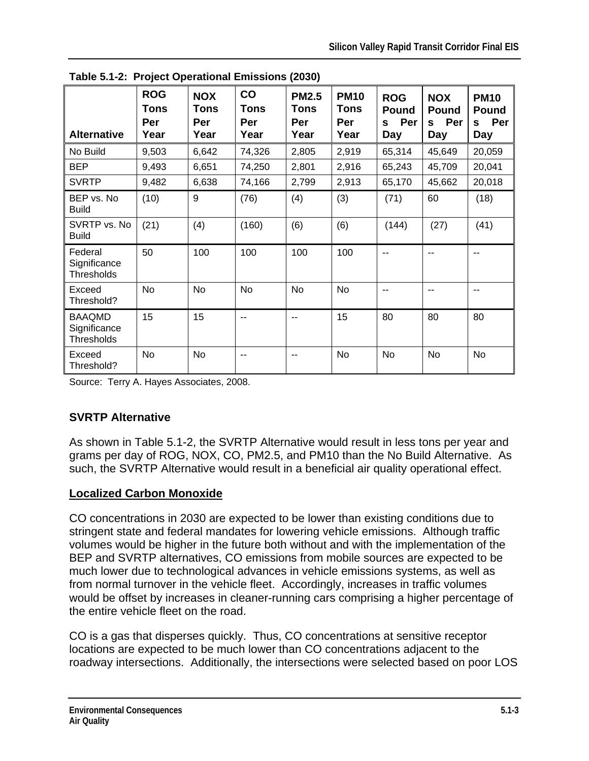**Table 5.1-2: Project Operational Emissions (2030)**

| Alternative | ROG Tons Per Year | NOX Tons Per Year | CO Tons Per Year | PM2.5 Tons Per Year | PM10 Tons Per Year | ROG Pounds Per Day | NOX Pounds Per Day | PM10 Pounds Per Day |
|---|---|---|---|---|---|---|---|---|
| No Build | 9,503 | 6,642 | 74,326 | 2,805 | 2,919 | 65,314 | 45,649 | 20,059 |
| BEP | 9,493 | 6,651 | 74,250 | 2,801 | 2,916 | 65,243 | 45,709 | 20,041 |
| SVRTP | 9,482 | 6,638 | 74,166 | 2,799 | 2,913 | 65,170 | 45,662 | 20,018 |
| BEP vs. No Build | (10) | 9 | (76) | (4) | (3) | (71) | 60 | (18) |
| SVRTP vs. No Build | (21) | (4) | (160) | (6) | (6) | (144) | (27) | (41) |
| Federal Significance Thresholds | 50 | 100 | 100 | 100 | 100 | -- | -- | -- |
| Exceed Threshold? | No | No | No | No | No | -- | -- | -- |
| BAAQMD Significance Thresholds | 15 | 15 | -- | -- | 15 | 80 | 80 | 80 |
| Exceed Threshold? | No | No | -- | -- | No | No | No | No |

Source: Terry A. Hayes Associates, 2008.

### SVRTP Alternative

As shown in Table 5.1-2, the SVRTP Alternative would result in less tons per year and grams per day of ROG, NOX, CO, PM2.5, and PM10 than the No Build Alternative. As such, the SVRTP Alternative would result in a beneficial air quality operational effect.

### Localized Carbon Monoxide

CO concentrations in 2030 are expected to be lower than existing conditions due to stringent state and federal mandates for lowering vehicle emissions. Although traffic volumes would be higher in the future both without and with the implementation of the BEP and SVRTP alternatives, CO emissions from mobile sources are expected to be much lower due to technological advances in vehicle emissions systems, as well as from normal turnover in the vehicle fleet. Accordingly, increases in traffic volumes would be offset by increases in cleaner-running cars comprising a higher percentage of the entire vehicle fleet on the road.

CO is a gas that disperses quickly. Thus, CO concentrations at sensitive receptor locations are expected to be much lower than CO concentrations adjacent to the roadway intersections. Additionally, the intersections were selected based on poor LOS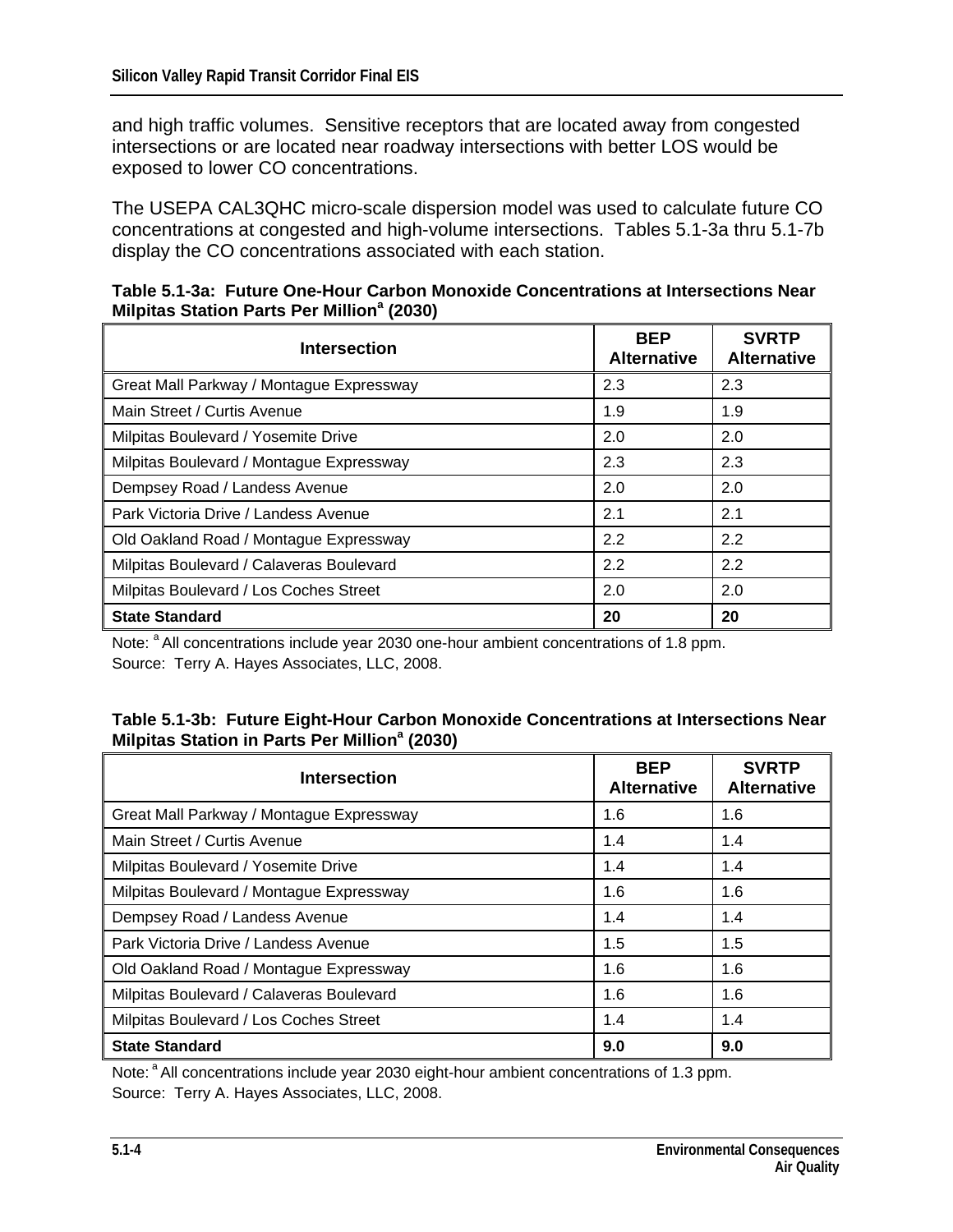and high traffic volumes. Sensitive receptors that are located away from congested intersections or are located near roadway intersections with better LOS would be exposed to lower CO concentrations.

The USEPA CAL3QHC micro-scale dispersion model was used to calculate future CO concentrations at congested and high-volume intersections. Tables 5.1-3a thru 5.1-7b display the CO concentrations associated with each station.

**Table 5.1-3a: Future One-Hour Carbon Monoxide Concentrations at Intersections Near Milpitas Station Parts Per Million[a] (2030)**

| Intersection | BEP Alternative | SVRTP Alternative |
|---|---|---|
| Great Mall Parkway / Montague Expressway | 2.3 | 2.3 |
| Main Street / Curtis Avenue | 1.9 | 1.9 |
| Milpitas Boulevard / Yosemite Drive | 2.0 | 2.0 |
| Milpitas Boulevard / Montague Expressway | 2.3 | 2.3 |
| Dempsey Road / Landess Avenue | 2.0 | 2.0 |
| Park Victoria Drive / Landess Avenue | 2.1 | 2.1 |
| Old Oakland Road / Montague Expressway | 2.2 | 2.2 |
| Milpitas Boulevard / Calaveras Boulevard | 2.2 | 2.2 |
| Milpitas Boulevard / Los Coches Street | 2.0 | 2.0 |
| **State Standard** | **20** | **20** |

Note: [a] All concentrations include year 2030 one-hour ambient concentrations of 1.8 ppm.
Source: Terry A. Hayes Associates, LLC, 2008.

**Table 5.1-3b: Future Eight-Hour Carbon Monoxide Concentrations at Intersections Near Milpitas Station in Parts Per Million[a] (2030)**

| Intersection | BEP Alternative | SVRTP Alternative |
|---|---|---|
| Great Mall Parkway / Montague Expressway | 1.6 | 1.6 |
| Main Street / Curtis Avenue | 1.4 | 1.4 |
| Milpitas Boulevard / Yosemite Drive | 1.4 | 1.4 |
| Milpitas Boulevard / Montague Expressway | 1.6 | 1.6 |
| Dempsey Road / Landess Avenue | 1.4 | 1.4 |
| Park Victoria Drive / Landess Avenue | 1.5 | 1.5 |
| Old Oakland Road / Montague Expressway | 1.6 | 1.6 |
| Milpitas Boulevard / Calaveras Boulevard | 1.6 | 1.6 |
| Milpitas Boulevard / Los Coches Street | 1.4 | 1.4 |
| **State Standard** | **9.0** | **9.0** |

Note: [a] All concentrations include year 2030 eight-hour ambient concentrations of 1.3 ppm.
Source: Terry A. Hayes Associates, LLC, 2008.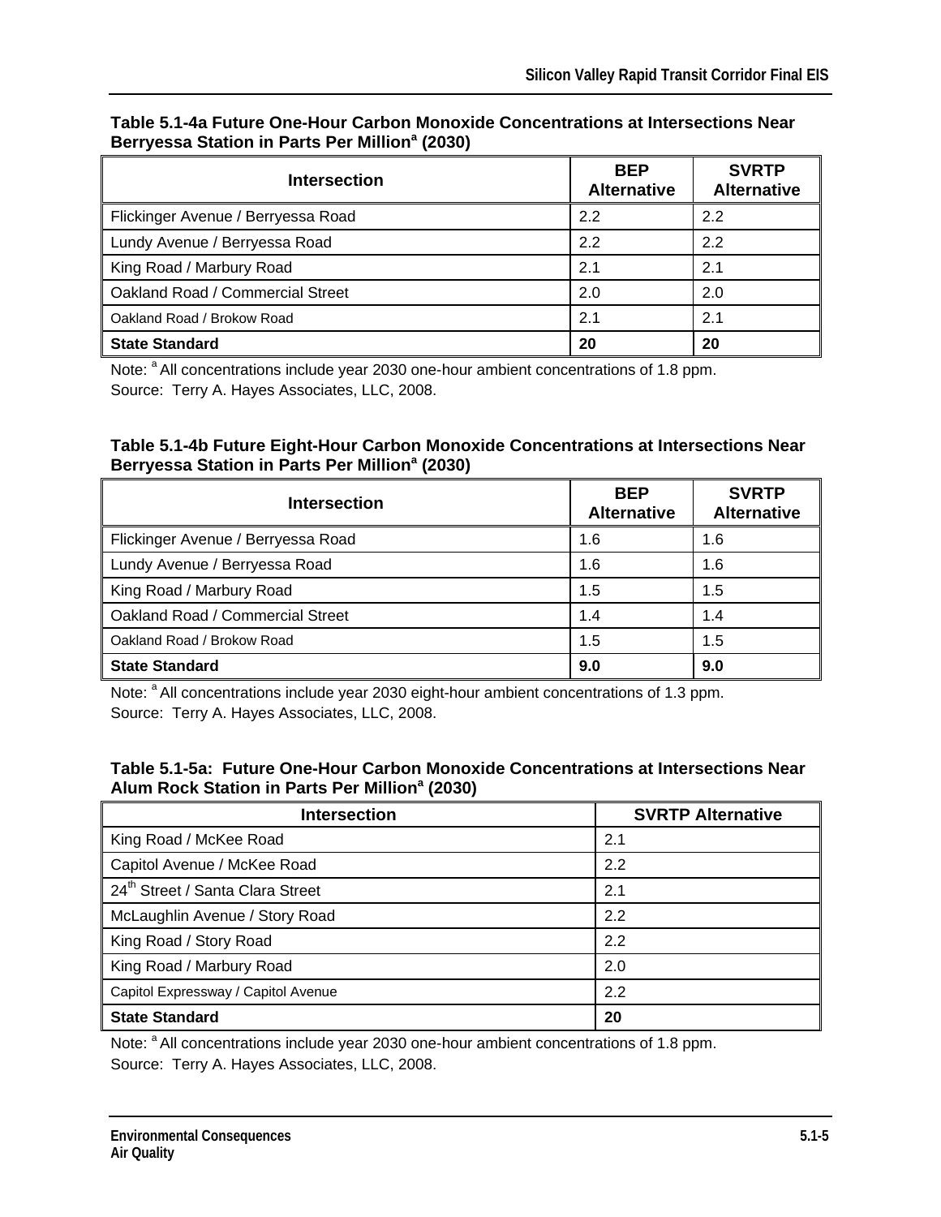**Table 5.1-4a Future One-Hour Carbon Monoxide Concentrations at Intersections Near Berryessa Station in Parts Per Million[a] (2030)**

| Intersection | BEP Alternative | SVRTP Alternative |
|---|---|---|
| Flickinger Avenue / Berryessa Road | 2.2 | 2.2 |
| Lundy Avenue / Berryessa Road | 2.2 | 2.2 |
| King Road / Marbury Road | 2.1 | 2.1 |
| Oakland Road / Commercial Street | 2.0 | 2.0 |
| Oakland Road / Brokow Road | 2.1 | 2.1 |
| **State Standard** | **20** | **20** |

Note: [a] All concentrations include year 2030 one-hour ambient concentrations of 1.8 ppm.
Source: Terry A. Hayes Associates, LLC, 2008.

**Table 5.1-4b Future Eight-Hour Carbon Monoxide Concentrations at Intersections Near Berryessa Station in Parts Per Million[a] (2030)**

| Intersection | BEP Alternative | SVRTP Alternative |
|---|---|---|
| Flickinger Avenue / Berryessa Road | 1.6 | 1.6 |
| Lundy Avenue / Berryessa Road | 1.6 | 1.6 |
| King Road / Marbury Road | 1.5 | 1.5 |
| Oakland Road / Commercial Street | 1.4 | 1.4 |
| Oakland Road / Brokow Road | 1.5 | 1.5 |
| **State Standard** | **9.0** | **9.0** |

Note: [a] All concentrations include year 2030 eight-hour ambient concentrations of 1.3 ppm.
Source: Terry A. Hayes Associates, LLC, 2008.

**Table 5.1-5a: Future One-Hour Carbon Monoxide Concentrations at Intersections Near Alum Rock Station in Parts Per Million[a] (2030)**

| Intersection | SVRTP Alternative |
|---|---|
| King Road / McKee Road | 2.1 |
| Capitol Avenue / McKee Road | 2.2 |
| 24th Street / Santa Clara Street | 2.1 |
| McLaughlin Avenue / Story Road | 2.2 |
| King Road / Story Road | 2.2 |
| King Road / Marbury Road | 2.0 |
| Capitol Expressway / Capitol Avenue | 2.2 |
| **State Standard** | **20** |

Note: [a] All concentrations include year 2030 one-hour ambient concentrations of 1.8 ppm.
Source: Terry A. Hayes Associates, LLC, 2008.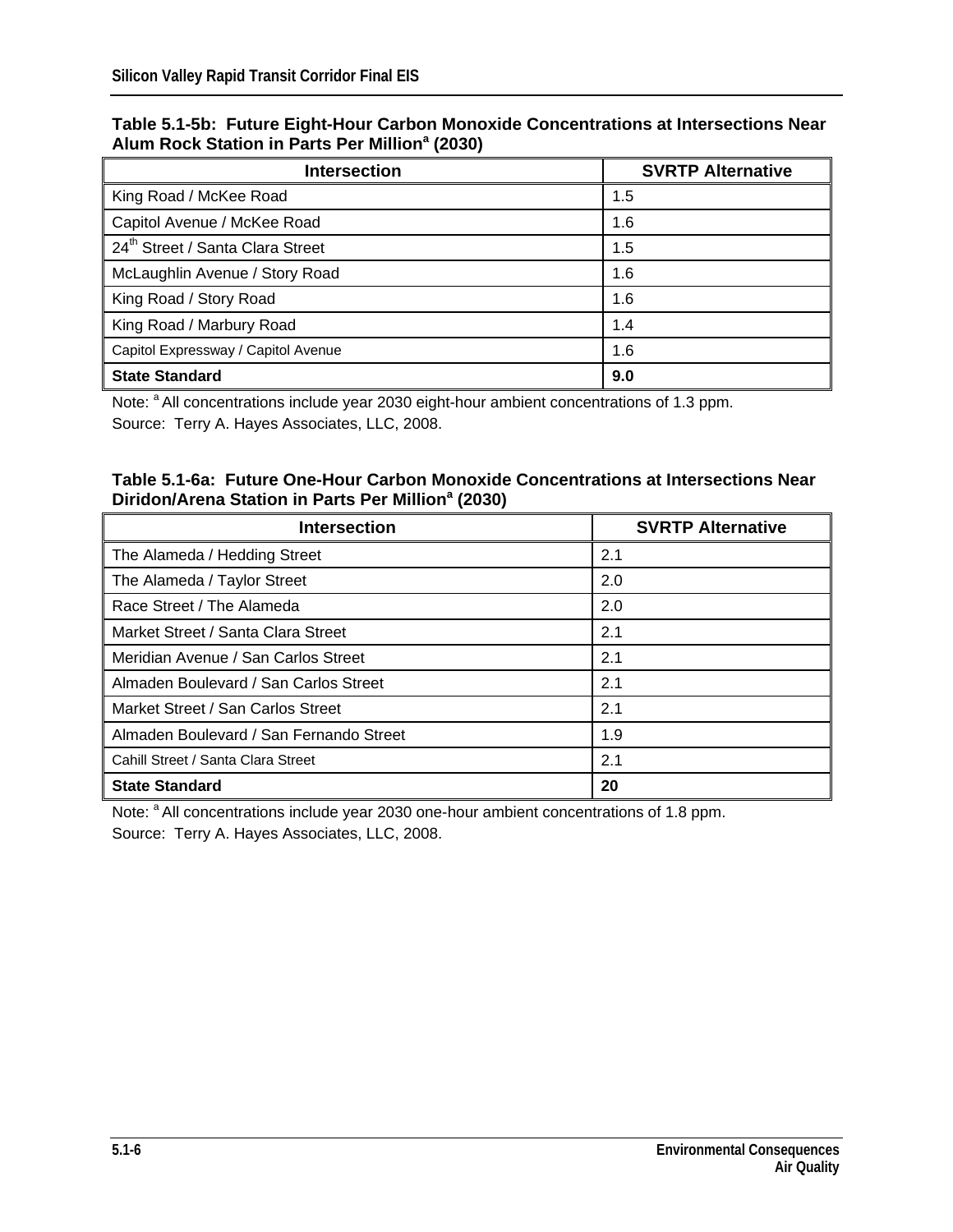**Table 5.1-5b: Future Eight-Hour Carbon Monoxide Concentrations at Intersections Near Alum Rock Station in Parts Per Million[a] (2030)**

| Intersection | SVRTP Alternative |
|---|---|
| King Road / McKee Road | 1.5 |
| Capitol Avenue / McKee Road | 1.6 |
| 24th Street / Santa Clara Street | 1.5 |
| McLaughlin Avenue / Story Road | 1.6 |
| King Road / Story Road | 1.6 |
| King Road / Marbury Road | 1.4 |
| Capitol Expressway / Capitol Avenue | 1.6 |
| **State Standard** | **9.0** |

Note: [a] All concentrations include year 2030 eight-hour ambient concentrations of 1.3 ppm.
Source: Terry A. Hayes Associates, LLC, 2008.

**Table 5.1-6a: Future One-Hour Carbon Monoxide Concentrations at Intersections Near Diridon/Arena Station in Parts Per Million[a] (2030)**

| Intersection | SVRTP Alternative |
|---|---|
| The Alameda / Hedding Street | 2.1 |
| The Alameda / Taylor Street | 2.0 |
| Race Street / The Alameda | 2.0 |
| Market Street / Santa Clara Street | 2.1 |
| Meridian Avenue / San Carlos Street | 2.1 |
| Almaden Boulevard / San Carlos Street | 2.1 |
| Market Street / San Carlos Street | 2.1 |
| Almaden Boulevard / San Fernando Street | 1.9 |
| Cahill Street / Santa Clara Street | 2.1 |
| **State Standard** | **20** |

Note: [a] All concentrations include year 2030 one-hour ambient concentrations of 1.8 ppm.
Source: Terry A. Hayes Associates, LLC, 2008.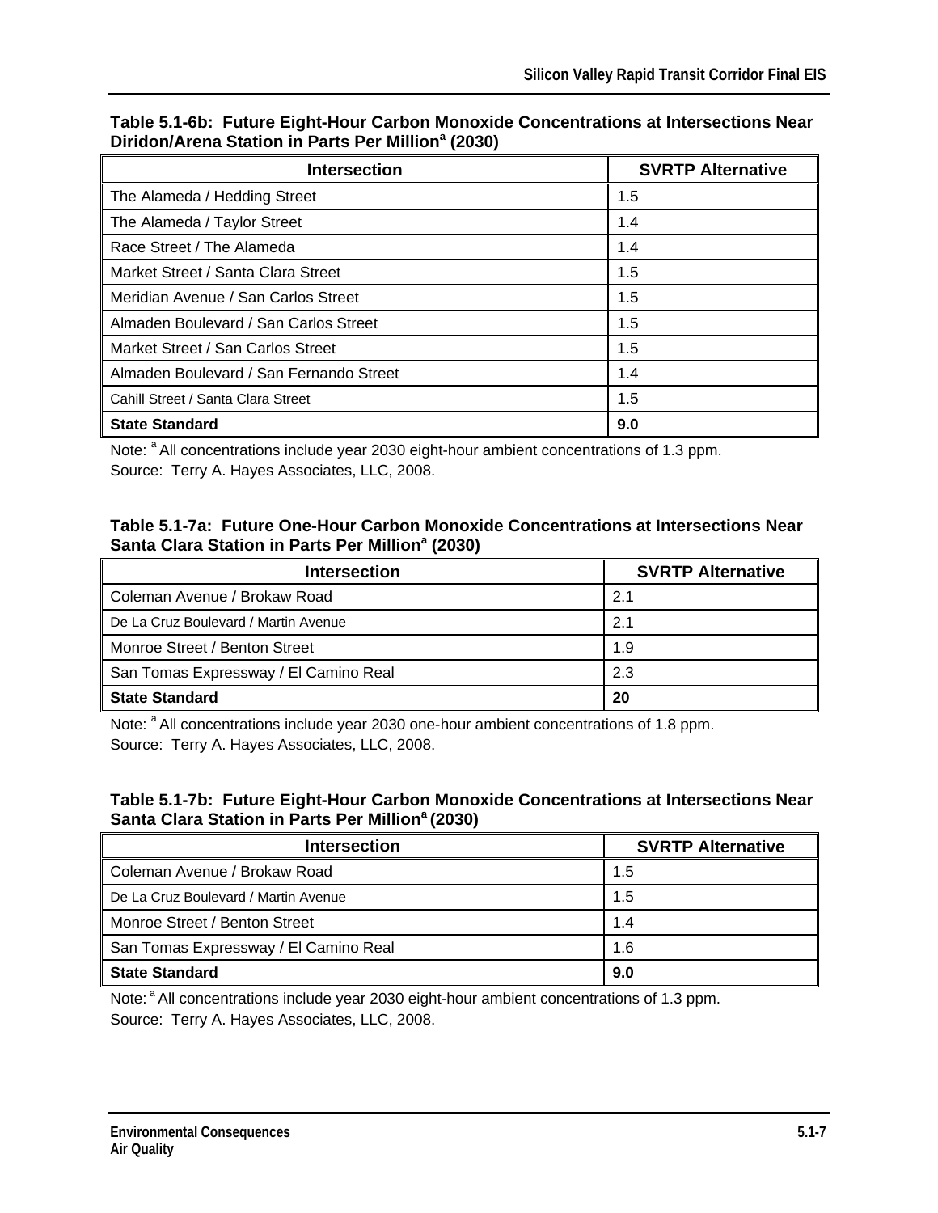**Table 5.1-6b: Future Eight-Hour Carbon Monoxide Concentrations at Intersections Near Diridon/Arena Station in Parts Per Million[a] (2030)**

| Intersection | SVRTP Alternative |
|---|---|
| The Alameda / Hedding Street | 1.5 |
| The Alameda / Taylor Street | 1.4 |
| Race Street / The Alameda | 1.4 |
| Market Street / Santa Clara Street | 1.5 |
| Meridian Avenue / San Carlos Street | 1.5 |
| Almaden Boulevard / San Carlos Street | 1.5 |
| Market Street / San Carlos Street | 1.5 |
| Almaden Boulevard / San Fernando Street | 1.4 |
| Cahill Street / Santa Clara Street | 1.5 |
| **State Standard** | **9.0** |

Note: [a] All concentrations include year 2030 eight-hour ambient concentrations of 1.3 ppm.
Source: Terry A. Hayes Associates, LLC, 2008.

**Table 5.1-7a: Future One-Hour Carbon Monoxide Concentrations at Intersections Near Santa Clara Station in Parts Per Million[a] (2030)**

| Intersection | SVRTP Alternative |
|---|---|
| Coleman Avenue / Brokaw Road | 2.1 |
| De La Cruz Boulevard / Martin Avenue | 2.1 |
| Monroe Street / Benton Street | 1.9 |
| San Tomas Expressway / El Camino Real | 2.3 |
| **State Standard** | **20** |

Note: [a] All concentrations include year 2030 one-hour ambient concentrations of 1.8 ppm.
Source: Terry A. Hayes Associates, LLC, 2008.

**Table 5.1-7b: Future Eight-Hour Carbon Monoxide Concentrations at Intersections Near Santa Clara Station in Parts Per Million[a] (2030)**

| Intersection | SVRTP Alternative |
|---|---|
| Coleman Avenue / Brokaw Road | 1.5 |
| De La Cruz Boulevard / Martin Avenue | 1.5 |
| Monroe Street / Benton Street | 1.4 |
| San Tomas Expressway / El Camino Real | 1.6 |
| **State Standard** | **9.0** |

Note: [a] All concentrations include year 2030 eight-hour ambient concentrations of 1.3 ppm.
Source: Terry A. Hayes Associates, LLC, 2008.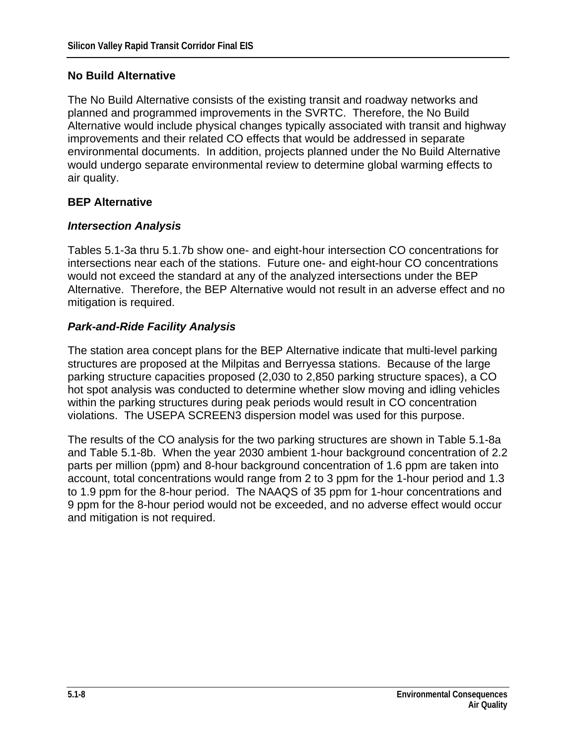## No Build Alternative

The No Build Alternative consists of the existing transit and roadway networks and planned and programmed improvements in the SVRTC. Therefore, the No Build Alternative would include physical changes typically associated with transit and highway improvements and their related CO effects that would be addressed in separate environmental documents. In addition, projects planned under the No Build Alternative would undergo separate environmental review to determine global warming effects to air quality.

## BEP Alternative

### *Intersection Analysis*

Tables 5.1-3a thru 5.1.7b show one- and eight-hour intersection CO concentrations for intersections near each of the stations. Future one- and eight-hour CO concentrations would not exceed the standard at any of the analyzed intersections under the BEP Alternative. Therefore, the BEP Alternative would not result in an adverse effect and no mitigation is required.

### *Park-and-Ride Facility Analysis*

The station area concept plans for the BEP Alternative indicate that multi-level parking structures are proposed at the Milpitas and Berryessa stations. Because of the large parking structure capacities proposed (2,030 to 2,850 parking structure spaces), a CO hot spot analysis was conducted to determine whether slow moving and idling vehicles within the parking structures during peak periods would result in CO concentration violations. The USEPA SCREEN3 dispersion model was used for this purpose.

The results of the CO analysis for the two parking structures are shown in Table 5.1-8a and Table 5.1-8b. When the year 2030 ambient 1-hour background concentration of 2.2 parts per million (ppm) and 8-hour background concentration of 1.6 ppm are taken into account, total concentrations would range from 2 to 3 ppm for the 1-hour period and 1.3 to 1.9 ppm for the 8-hour period. The NAAQS of 35 ppm for 1-hour concentrations and 9 ppm for the 8-hour period would not be exceeded, and no adverse effect would occur and mitigation is not required.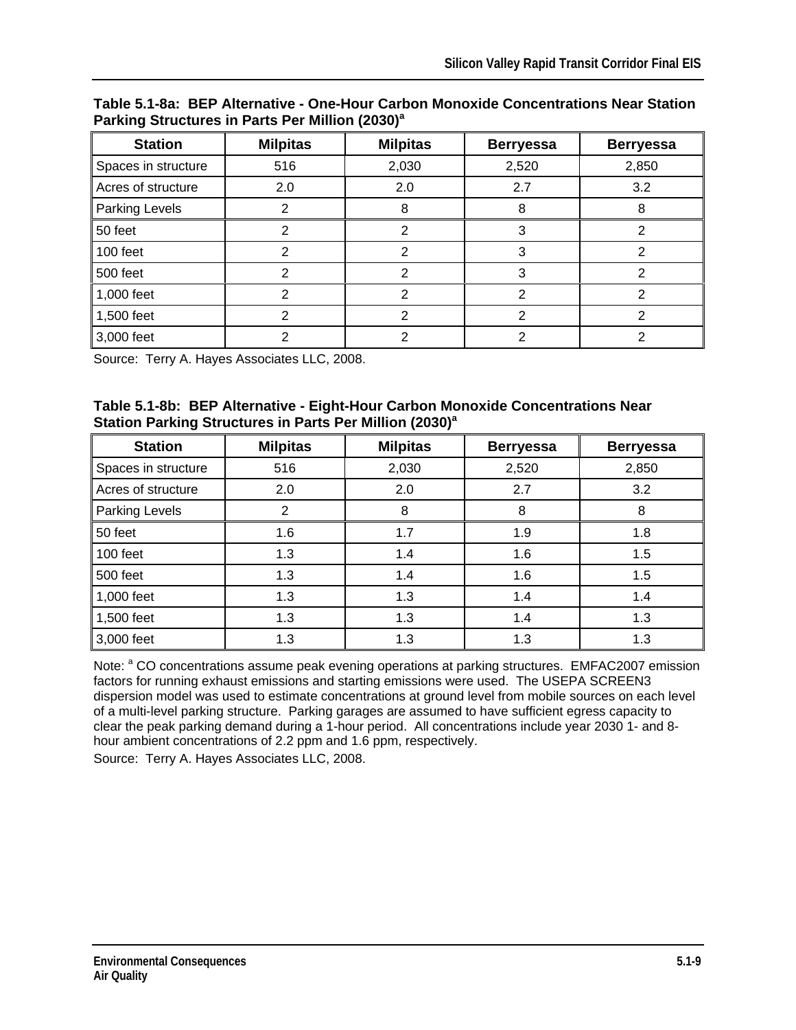**Table 5.1-8a: BEP Alternative - One-Hour Carbon Monoxide Concentrations Near Station Parking Structures in Parts Per Million (2030)[a]**

| Station | Milpitas | Milpitas | Berryessa | Berryessa |
|---|---|---|---|---|
| Spaces in structure | 516 | 2,030 | 2,520 | 2,850 |
| Acres of structure | 2.0 | 2.0 | 2.7 | 3.2 |
| Parking Levels | 2 | 8 | 8 | 8 |
| 50 feet | 2 | 2 | 3 | 2 |
| 100 feet | 2 | 2 | 3 | 2 |
| 500 feet | 2 | 2 | 3 | 2 |
| 1,000 feet | 2 | 2 | 2 | 2 |
| 1,500 feet | 2 | 2 | 2 | 2 |
| 3,000 feet | 2 | 2 | 2 | 2 |

Source: Terry A. Hayes Associates LLC, 2008.

**Table 5.1-8b: BEP Alternative - Eight-Hour Carbon Monoxide Concentrations Near Station Parking Structures in Parts Per Million (2030)[a]**

| Station | Milpitas | Milpitas | Berryessa | Berryessa |
|---|---|---|---|---|
| Spaces in structure | 516 | 2,030 | 2,520 | 2,850 |
| Acres of structure | 2.0 | 2.0 | 2.7 | 3.2 |
| Parking Levels | 2 | 8 | 8 | 8 |
| 50 feet | 1.6 | 1.7 | 1.9 | 1.8 |
| 100 feet | 1.3 | 1.4 | 1.6 | 1.5 |
| 500 feet | 1.3 | 1.4 | 1.6 | 1.5 |
| 1,000 feet | 1.3 | 1.3 | 1.4 | 1.4 |
| 1,500 feet | 1.3 | 1.3 | 1.4 | 1.3 |
| 3,000 feet | 1.3 | 1.3 | 1.3 | 1.3 |

Note: [a] CO concentrations assume peak evening operations at parking structures. EMFAC2007 emission factors for running exhaust emissions and starting emissions were used. The USEPA SCREEN3 dispersion model was used to estimate concentrations at ground level from mobile sources on each level of a multi-level parking structure. Parking garages are assumed to have sufficient egress capacity to clear the peak parking demand during a 1-hour period. All concentrations include year 2030 1- and 8-hour ambient concentrations of 2.2 ppm and 1.6 ppm, respectively.

Source: Terry A. Hayes Associates LLC, 2008.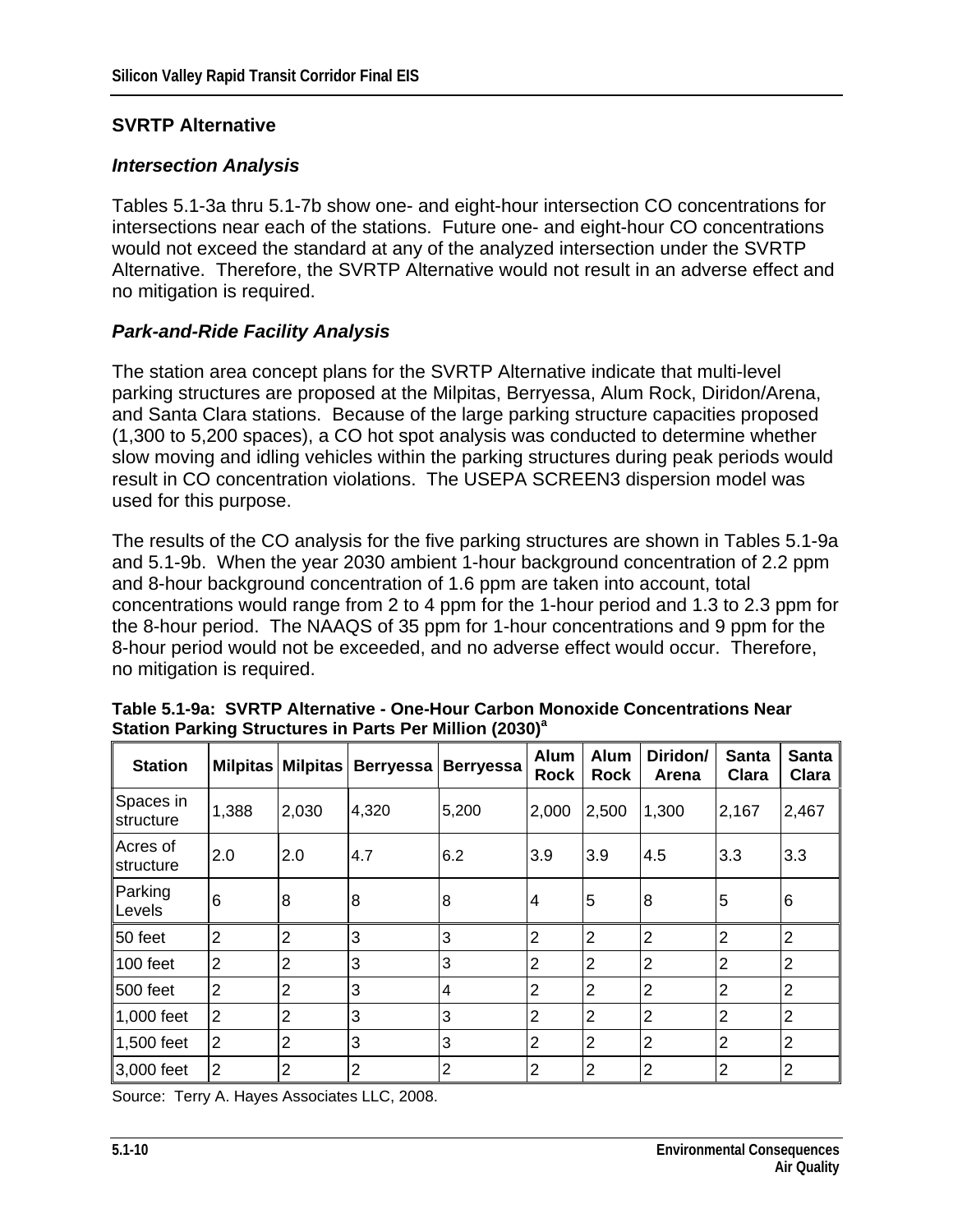## SVRTP Alternative

### *Intersection Analysis*

Tables 5.1-3a thru 5.1-7b show one- and eight-hour intersection CO concentrations for intersections near each of the stations. Future one- and eight-hour CO concentrations would not exceed the standard at any of the analyzed intersection under the SVRTP Alternative. Therefore, the SVRTP Alternative would not result in an adverse effect and no mitigation is required.

### *Park-and-Ride Facility Analysis*

The station area concept plans for the SVRTP Alternative indicate that multi-level parking structures are proposed at the Milpitas, Berryessa, Alum Rock, Diridon/Arena, and Santa Clara stations. Because of the large parking structure capacities proposed (1,300 to 5,200 spaces), a CO hot spot analysis was conducted to determine whether slow moving and idling vehicles within the parking structures during peak periods would result in CO concentration violations. The USEPA SCREEN3 dispersion model was used for this purpose.

The results of the CO analysis for the five parking structures are shown in Tables 5.1-9a and 5.1-9b. When the year 2030 ambient 1-hour background concentration of 2.2 ppm and 8-hour background concentration of 1.6 ppm are taken into account, total concentrations would range from 2 to 4 ppm for the 1-hour period and 1.3 to 2.3 ppm for the 8-hour period. The NAAQS of 35 ppm for 1-hour concentrations and 9 ppm for the 8-hour period would not be exceeded, and no adverse effect would occur. Therefore, no mitigation is required.

**Table 5.1-9a: SVRTP Alternative - One-Hour Carbon Monoxide Concentrations Near Station Parking Structures in Parts Per Million (2030)[a]**

| Station | Milpitas | Milpitas | Berryessa | Berryessa | Alum Rock | Alum Rock | Diridon/ Arena | Santa Clara | Santa Clara |
|---|---|---|---|---|---|---|---|---|---|
| Spaces in structure | 1,388 | 2,030 | 4,320 | 5,200 | 2,000 | 2,500 | 1,300 | 2,167 | 2,467 |
| Acres of structure | 2.0 | 2.0 | 4.7 | 6.2 | 3.9 | 3.9 | 4.5 | 3.3 | 3.3 |
| Parking Levels | 6 | 8 | 8 | 8 | 4 | 5 | 8 | 5 | 6 |
| 50 feet | 2 | 2 | 3 | 3 | 2 | 2 | 2 | 2 | 2 |
| 100 feet | 2 | 2 | 3 | 3 | 2 | 2 | 2 | 2 | 2 |
| 500 feet | 2 | 2 | 3 | 4 | 2 | 2 | 2 | 2 | 2 |
| 1,000 feet | 2 | 2 | 3 | 3 | 2 | 2 | 2 | 2 | 2 |
| 1,500 feet | 2 | 2 | 3 | 3 | 2 | 2 | 2 | 2 | 2 |
| 3,000 feet | 2 | 2 | 2 | 2 | 2 | 2 | 2 | 2 | 2 |

Source: Terry A. Hayes Associates LLC, 2008.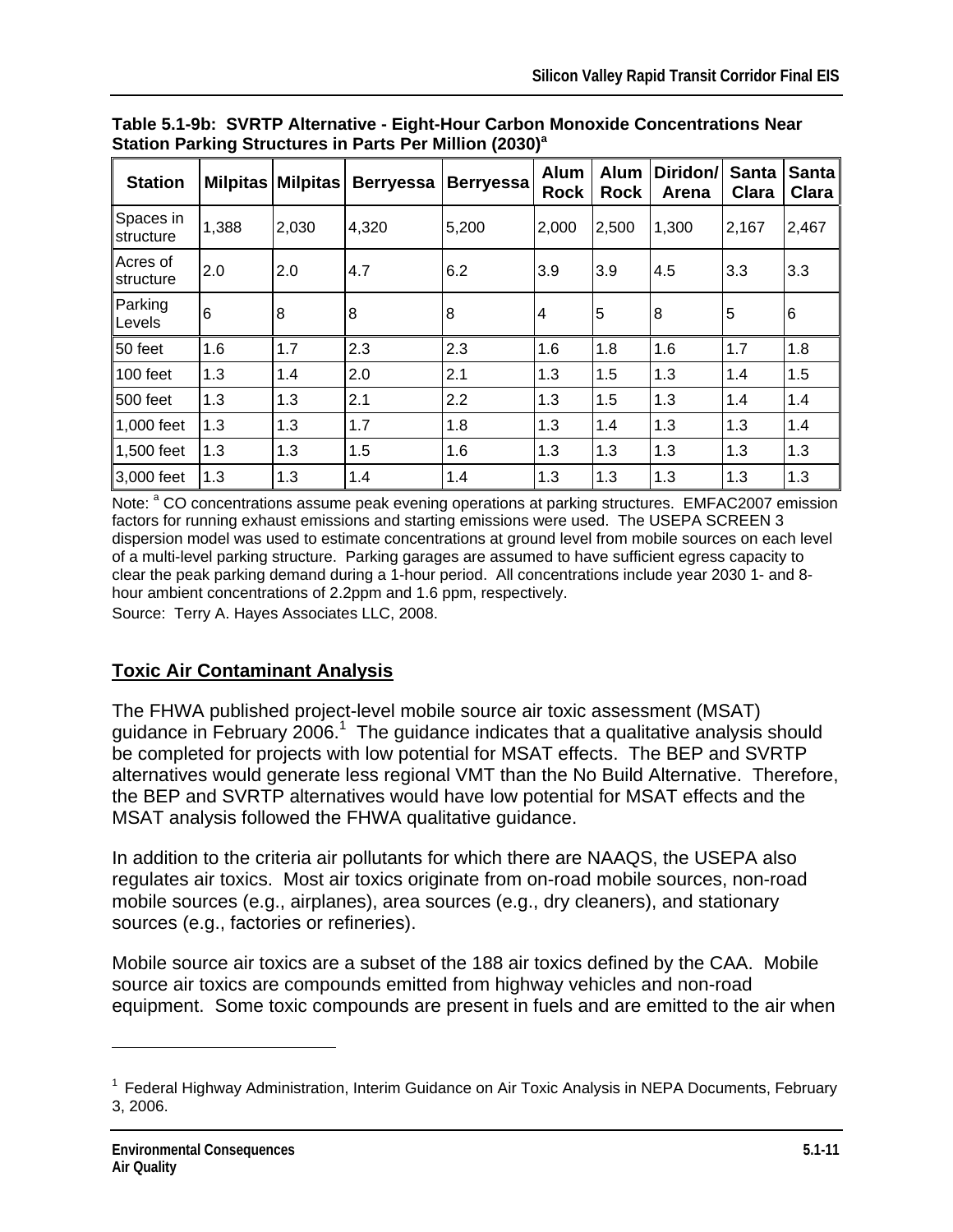**Table 5.1-9b: SVRTP Alternative - Eight-Hour Carbon Monoxide Concentrations Near Station Parking Structures in Parts Per Million (2030)[a]**

| Station | Milpitas | Milpitas | Berryessa | Berryessa | Alum Rock | Alum Rock | Diridon/ Arena | Santa Clara | Santa Clara |
|---|---|---|---|---|---|---|---|---|---|
| Spaces in structure | 1,388 | 2,030 | 4,320 | 5,200 | 2,000 | 2,500 | 1,300 | 2,167 | 2,467 |
| Acres of structure | 2.0 | 2.0 | 4.7 | 6.2 | 3.9 | 3.9 | 4.5 | 3.3 | 3.3 |
| Parking Levels | 6 | 8 | 8 | 8 | 4 | 5 | 8 | 5 | 6 |
| 50 feet | 1.6 | 1.7 | 2.3 | 2.3 | 1.6 | 1.8 | 1.6 | 1.7 | 1.8 |
| 100 feet | 1.3 | 1.4 | 2.0 | 2.1 | 1.3 | 1.5 | 1.3 | 1.4 | 1.5 |
| 500 feet | 1.3 | 1.3 | 2.1 | 2.2 | 1.3 | 1.5 | 1.3 | 1.4 | 1.4 |
| 1,000 feet | 1.3 | 1.3 | 1.7 | 1.8 | 1.3 | 1.4 | 1.3 | 1.3 | 1.4 |
| 1,500 feet | 1.3 | 1.3 | 1.5 | 1.6 | 1.3 | 1.3 | 1.3 | 1.3 | 1.3 |
| 3,000 feet | 1.3 | 1.3 | 1.4 | 1.4 | 1.3 | 1.3 | 1.3 | 1.3 | 1.3 |

Note: [a] CO concentrations assume peak evening operations at parking structures. EMFAC2007 emission factors for running exhaust emissions and starting emissions were used. The USEPA SCREEN 3 dispersion model was used to estimate concentrations at ground level from mobile sources on each level of a multi-level parking structure. Parking garages are assumed to have sufficient egress capacity to clear the peak parking demand during a 1-hour period. All concentrations include year 2030 1- and 8-hour ambient concentrations of 2.2ppm and 1.6 ppm, respectively.

Source: Terry A. Hayes Associates LLC, 2008.

## Toxic Air Contaminant Analysis

The FHWA published project-level mobile source air toxic assessment (MSAT) guidance in February 2006.[1] The guidance indicates that a qualitative analysis should be completed for projects with low potential for MSAT effects. The BEP and SVRTP alternatives would generate less regional VMT than the No Build Alternative. Therefore, the BEP and SVRTP alternatives would have low potential for MSAT effects and the MSAT analysis followed the FHWA qualitative guidance.

In addition to the criteria air pollutants for which there are NAAQS, the USEPA also regulates air toxics. Most air toxics originate from on-road mobile sources, non-road mobile sources (e.g., airplanes), area sources (e.g., dry cleaners), and stationary sources (e.g., factories or refineries).

Mobile source air toxics are a subset of the 188 air toxics defined by the CAA. Mobile source air toxics are compounds emitted from highway vehicles and non-road equipment. Some toxic compounds are present in fuels and are emitted to the air when

---

[1] Federal Highway Administration, Interim Guidance on Air Toxic Analysis in NEPA Documents, February 3, 2006.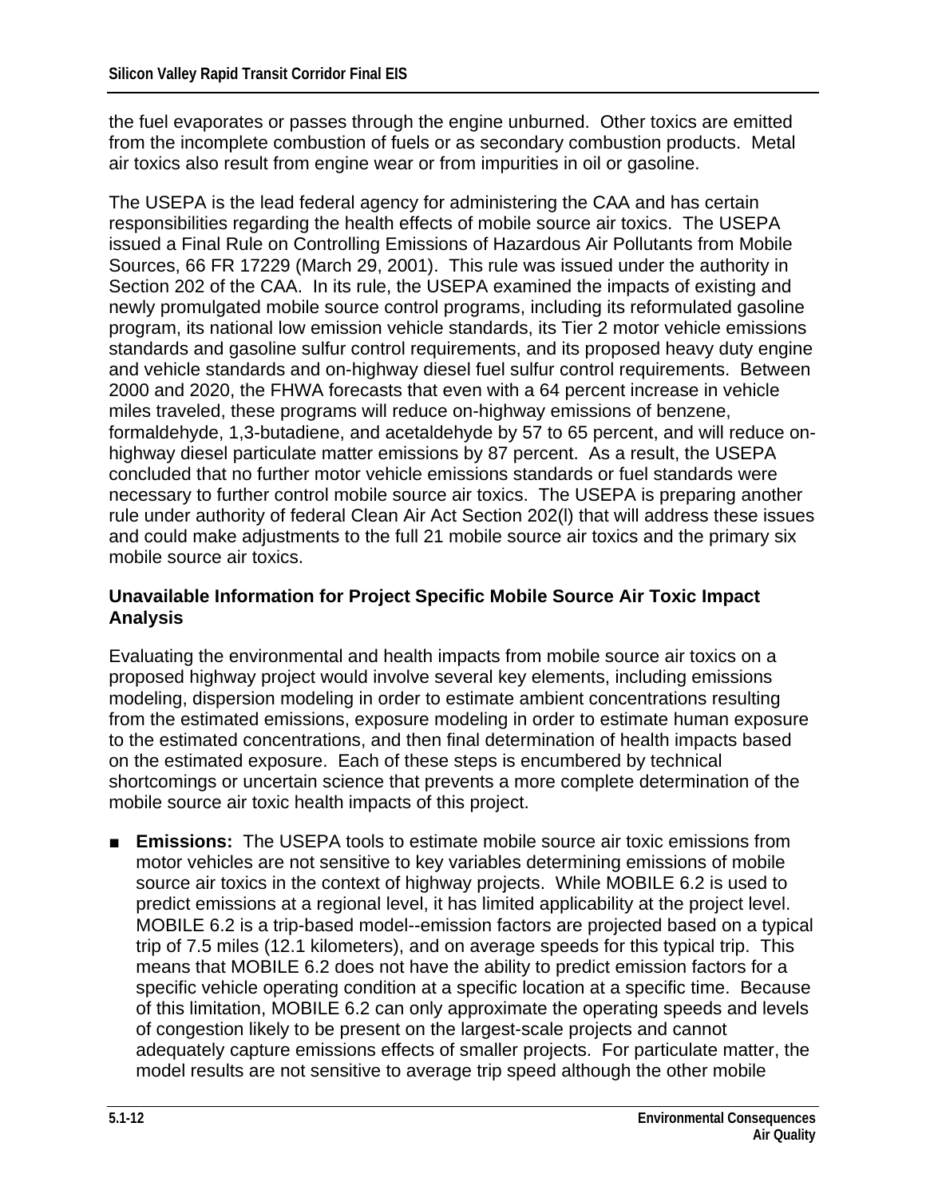the fuel evaporates or passes through the engine unburned. Other toxics are emitted from the incomplete combustion of fuels or as secondary combustion products. Metal air toxics also result from engine wear or from impurities in oil or gasoline.

The USEPA is the lead federal agency for administering the CAA and has certain responsibilities regarding the health effects of mobile source air toxics. The USEPA issued a Final Rule on Controlling Emissions of Hazardous Air Pollutants from Mobile Sources, 66 FR 17229 (March 29, 2001). This rule was issued under the authority in Section 202 of the CAA. In its rule, the USEPA examined the impacts of existing and newly promulgated mobile source control programs, including its reformulated gasoline program, its national low emission vehicle standards, its Tier 2 motor vehicle emissions standards and gasoline sulfur control requirements, and its proposed heavy duty engine and vehicle standards and on-highway diesel fuel sulfur control requirements. Between 2000 and 2020, the FHWA forecasts that even with a 64 percent increase in vehicle miles traveled, these programs will reduce on-highway emissions of benzene, formaldehyde, 1,3-butadiene, and acetaldehyde by 57 to 65 percent, and will reduce on-highway diesel particulate matter emissions by 87 percent. As a result, the USEPA concluded that no further motor vehicle emissions standards or fuel standards were necessary to further control mobile source air toxics. The USEPA is preparing another rule under authority of federal Clean Air Act Section 202(l) that will address these issues and could make adjustments to the full 21 mobile source air toxics and the primary six mobile source air toxics.

### Unavailable Information for Project Specific Mobile Source Air Toxic Impact Analysis

Evaluating the environmental and health impacts from mobile source air toxics on a proposed highway project would involve several key elements, including emissions modeling, dispersion modeling in order to estimate ambient concentrations resulting from the estimated emissions, exposure modeling in order to estimate human exposure to the estimated concentrations, and then final determination of health impacts based on the estimated exposure. Each of these steps is encumbered by technical shortcomings or uncertain science that prevents a more complete determination of the mobile source air toxic health impacts of this project.

- **Emissions:** The USEPA tools to estimate mobile source air toxic emissions from motor vehicles are not sensitive to key variables determining emissions of mobile source air toxics in the context of highway projects. While MOBILE 6.2 is used to predict emissions at a regional level, it has limited applicability at the project level. MOBILE 6.2 is a trip-based model--emission factors are projected based on a typical trip of 7.5 miles (12.1 kilometers), and on average speeds for this typical trip. This means that MOBILE 6.2 does not have the ability to predict emission factors for a specific vehicle operating condition at a specific location at a specific time. Because of this limitation, MOBILE 6.2 can only approximate the operating speeds and levels of congestion likely to be present on the largest-scale projects and cannot adequately capture emissions effects of smaller projects. For particulate matter, the model results are not sensitive to average trip speed although the other mobile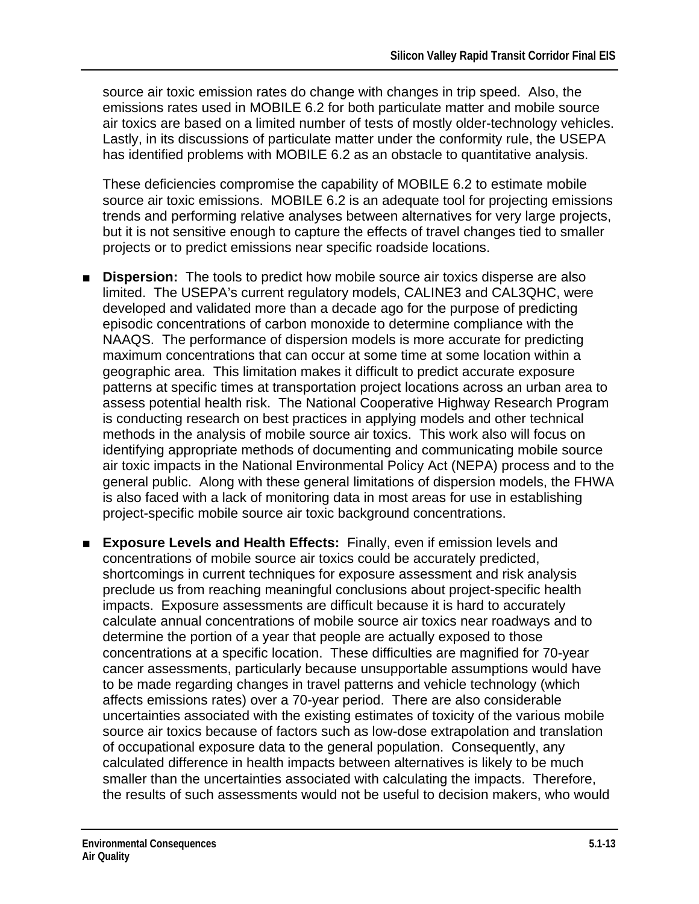source air toxic emission rates do change with changes in trip speed. Also, the emissions rates used in MOBILE 6.2 for both particulate matter and mobile source air toxics are based on a limited number of tests of mostly older-technology vehicles. Lastly, in its discussions of particulate matter under the conformity rule, the USEPA has identified problems with MOBILE 6.2 as an obstacle to quantitative analysis.

These deficiencies compromise the capability of MOBILE 6.2 to estimate mobile source air toxic emissions. MOBILE 6.2 is an adequate tool for projecting emissions trends and performing relative analyses between alternatives for very large projects, but it is not sensitive enough to capture the effects of travel changes tied to smaller projects or to predict emissions near specific roadside locations.

- **Dispersion:** The tools to predict how mobile source air toxics disperse are also limited. The USEPA's current regulatory models, CALINE3 and CAL3QHC, were developed and validated more than a decade ago for the purpose of predicting episodic concentrations of carbon monoxide to determine compliance with the NAAQS. The performance of dispersion models is more accurate for predicting maximum concentrations that can occur at some time at some location within a geographic area. This limitation makes it difficult to predict accurate exposure patterns at specific times at transportation project locations across an urban area to assess potential health risk. The National Cooperative Highway Research Program is conducting research on best practices in applying models and other technical methods in the analysis of mobile source air toxics. This work also will focus on identifying appropriate methods of documenting and communicating mobile source air toxic impacts in the National Environmental Policy Act (NEPA) process and to the general public. Along with these general limitations of dispersion models, the FHWA is also faced with a lack of monitoring data in most areas for use in establishing project-specific mobile source air toxic background concentrations.

- **Exposure Levels and Health Effects:** Finally, even if emission levels and concentrations of mobile source air toxics could be accurately predicted, shortcomings in current techniques for exposure assessment and risk analysis preclude us from reaching meaningful conclusions about project-specific health impacts. Exposure assessments are difficult because it is hard to accurately calculate annual concentrations of mobile source air toxics near roadways and to determine the portion of a year that people are actually exposed to those concentrations at a specific location. These difficulties are magnified for 70-year cancer assessments, particularly because unsupportable assumptions would have to be made regarding changes in travel patterns and vehicle technology (which affects emissions rates) over a 70-year period. There are also considerable uncertainties associated with the existing estimates of toxicity of the various mobile source air toxics because of factors such as low-dose extrapolation and translation of occupational exposure data to the general population. Consequently, any calculated difference in health impacts between alternatives is likely to be much smaller than the uncertainties associated with calculating the impacts. Therefore, the results of such assessments would not be useful to decision makers, who would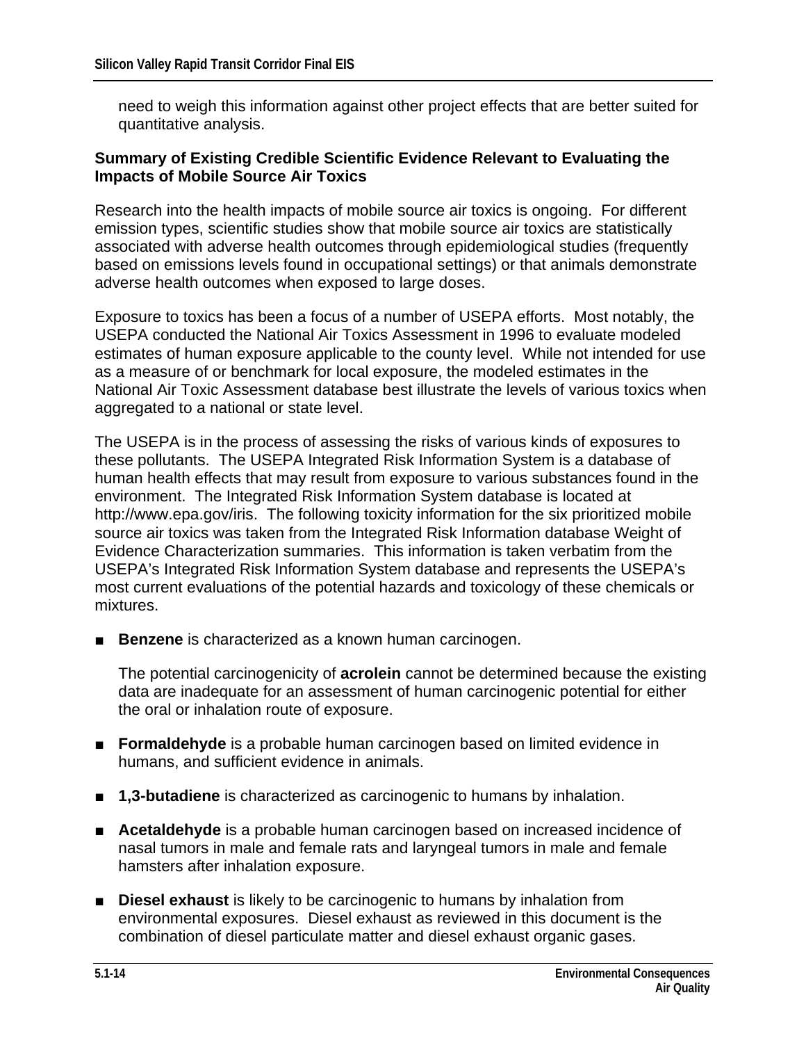need to weigh this information against other project effects that are better suited for quantitative analysis.

**Summary of Existing Credible Scientific Evidence Relevant to Evaluating the Impacts of Mobile Source Air Toxics**

Research into the health impacts of mobile source air toxics is ongoing. For different emission types, scientific studies show that mobile source air toxics are statistically associated with adverse health outcomes through epidemiological studies (frequently based on emissions levels found in occupational settings) or that animals demonstrate adverse health outcomes when exposed to large doses.

Exposure to toxics has been a focus of a number of USEPA efforts. Most notably, the USEPA conducted the National Air Toxics Assessment in 1996 to evaluate modeled estimates of human exposure applicable to the county level. While not intended for use as a measure of or benchmark for local exposure, the modeled estimates in the National Air Toxic Assessment database best illustrate the levels of various toxics when aggregated to a national or state level.

The USEPA is in the process of assessing the risks of various kinds of exposures to these pollutants. The USEPA Integrated Risk Information System is a database of human health effects that may result from exposure to various substances found in the environment. The Integrated Risk Information System database is located at http://www.epa.gov/iris. The following toxicity information for the six prioritized mobile source air toxics was taken from the Integrated Risk Information database Weight of Evidence Characterization summaries. This information is taken verbatim from the USEPA's Integrated Risk Information System database and represents the USEPA's most current evaluations of the potential hazards and toxicology of these chemicals or mixtures.

- **Benzene** is characterized as a known human carcinogen.

  The potential carcinogenicity of **acrolein** cannot be determined because the existing data are inadequate for an assessment of human carcinogenic potential for either the oral or inhalation route of exposure.

- **Formaldehyde** is a probable human carcinogen based on limited evidence in humans, and sufficient evidence in animals.

- **1,3-butadiene** is characterized as carcinogenic to humans by inhalation.

- **Acetaldehyde** is a probable human carcinogen based on increased incidence of nasal tumors in male and female rats and laryngeal tumors in male and female hamsters after inhalation exposure.

- **Diesel exhaust** is likely to be carcinogenic to humans by inhalation from environmental exposures. Diesel exhaust as reviewed in this document is the combination of diesel particulate matter and diesel exhaust organic gases.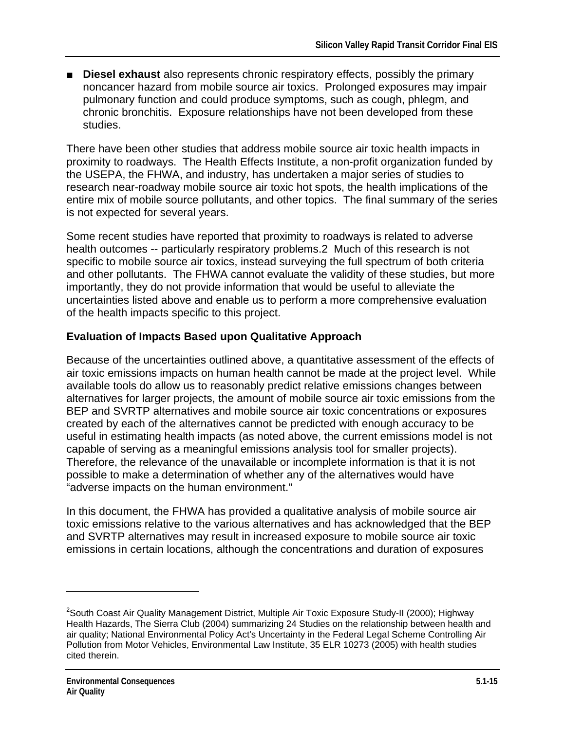- **Diesel exhaust** also represents chronic respiratory effects, possibly the primary noncancer hazard from mobile source air toxics. Prolonged exposures may impair pulmonary function and could produce symptoms, such as cough, phlegm, and chronic bronchitis. Exposure relationships have not been developed from these studies.

There have been other studies that address mobile source air toxic health impacts in proximity to roadways. The Health Effects Institute, a non-profit organization funded by the USEPA, the FHWA, and industry, has undertaken a major series of studies to research near-roadway mobile source air toxic hot spots, the health implications of the entire mix of mobile source pollutants, and other topics. The final summary of the series is not expected for several years.

Some recent studies have reported that proximity to roadways is related to adverse health outcomes -- particularly respiratory problems.[2] Much of this research is not specific to mobile source air toxics, instead surveying the full spectrum of both criteria and other pollutants. The FHWA cannot evaluate the validity of these studies, but more importantly, they do not provide information that would be useful to alleviate the uncertainties listed above and enable us to perform a more comprehensive evaluation of the health impacts specific to this project.

### Evaluation of Impacts Based upon Qualitative Approach

Because of the uncertainties outlined above, a quantitative assessment of the effects of air toxic emissions impacts on human health cannot be made at the project level. While available tools do allow us to reasonably predict relative emissions changes between alternatives for larger projects, the amount of mobile source air toxic emissions from the BEP and SVRTP alternatives and mobile source air toxic concentrations or exposures created by each of the alternatives cannot be predicted with enough accuracy to be useful in estimating health impacts (as noted above, the current emissions model is not capable of serving as a meaningful emissions analysis tool for smaller projects). Therefore, the relevance of the unavailable or incomplete information is that it is not possible to make a determination of whether any of the alternatives would have "adverse impacts on the human environment."

In this document, the FHWA has provided a qualitative analysis of mobile source air toxic emissions relative to the various alternatives and has acknowledged that the BEP and SVRTP alternatives may result in increased exposure to mobile source air toxic emissions in certain locations, although the concentrations and duration of exposures

---

[2] South Coast Air Quality Management District, Multiple Air Toxic Exposure Study-II (2000); Highway Health Hazards, The Sierra Club (2004) summarizing 24 Studies on the relationship between health and air quality; National Environmental Policy Act's Uncertainty in the Federal Legal Scheme Controlling Air Pollution from Motor Vehicles, Environmental Law Institute, 35 ELR 10273 (2005) with health studies cited therein.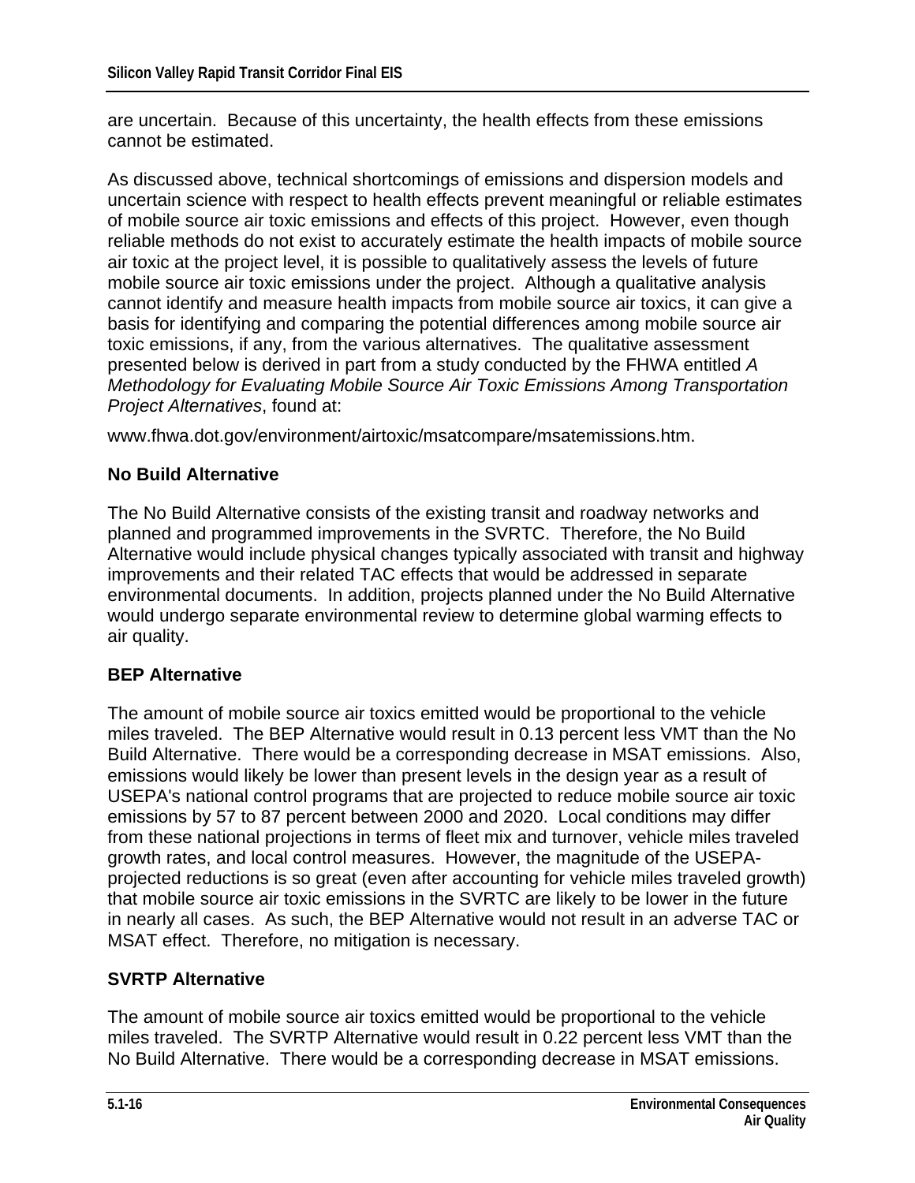are uncertain. Because of this uncertainty, the health effects from these emissions cannot be estimated.

As discussed above, technical shortcomings of emissions and dispersion models and uncertain science with respect to health effects prevent meaningful or reliable estimates of mobile source air toxic emissions and effects of this project. However, even though reliable methods do not exist to accurately estimate the health impacts of mobile source air toxic at the project level, it is possible to qualitatively assess the levels of future mobile source air toxic emissions under the project. Although a qualitative analysis cannot identify and measure health impacts from mobile source air toxics, it can give a basis for identifying and comparing the potential differences among mobile source air toxic emissions, if any, from the various alternatives. The qualitative assessment presented below is derived in part from a study conducted by the FHWA entitled *A Methodology for Evaluating Mobile Source Air Toxic Emissions Among Transportation Project Alternatives*, found at:

www.fhwa.dot.gov/environment/airtoxic/msatcompare/msatemissions.htm.

### No Build Alternative

The No Build Alternative consists of the existing transit and roadway networks and planned and programmed improvements in the SVRTC. Therefore, the No Build Alternative would include physical changes typically associated with transit and highway improvements and their related TAC effects that would be addressed in separate environmental documents. In addition, projects planned under the No Build Alternative would undergo separate environmental review to determine global warming effects to air quality.

### BEP Alternative

The amount of mobile source air toxics emitted would be proportional to the vehicle miles traveled. The BEP Alternative would result in 0.13 percent less VMT than the No Build Alternative. There would be a corresponding decrease in MSAT emissions. Also, emissions would likely be lower than present levels in the design year as a result of USEPA's national control programs that are projected to reduce mobile source air toxic emissions by 57 to 87 percent between 2000 and 2020. Local conditions may differ from these national projections in terms of fleet mix and turnover, vehicle miles traveled growth rates, and local control measures. However, the magnitude of the USEPA-projected reductions is so great (even after accounting for vehicle miles traveled growth) that mobile source air toxic emissions in the SVRTC are likely to be lower in the future in nearly all cases. As such, the BEP Alternative would not result in an adverse TAC or MSAT effect. Therefore, no mitigation is necessary.

### SVRTP Alternative

The amount of mobile source air toxics emitted would be proportional to the vehicle miles traveled. The SVRTP Alternative would result in 0.22 percent less VMT than the No Build Alternative. There would be a corresponding decrease in MSAT emissions.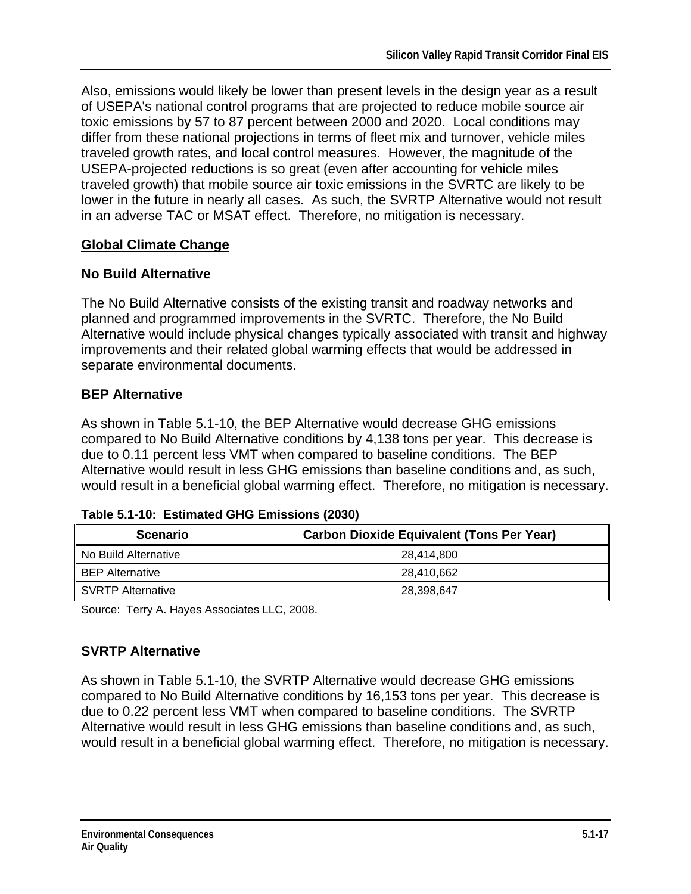Also, emissions would likely be lower than present levels in the design year as a result of USEPA's national control programs that are projected to reduce mobile source air toxic emissions by 57 to 87 percent between 2000 and 2020. Local conditions may differ from these national projections in terms of fleet mix and turnover, vehicle miles traveled growth rates, and local control measures. However, the magnitude of the USEPA-projected reductions is so great (even after accounting for vehicle miles traveled growth) that mobile source air toxic emissions in the SVRTC are likely to be lower in the future in nearly all cases. As such, the SVRTP Alternative would not result in an adverse TAC or MSAT effect. Therefore, no mitigation is necessary.

## Global Climate Change

### No Build Alternative

The No Build Alternative consists of the existing transit and roadway networks and planned and programmed improvements in the SVRTC. Therefore, the No Build Alternative would include physical changes typically associated with transit and highway improvements and their related global warming effects that would be addressed in separate environmental documents.

### BEP Alternative

As shown in Table 5.1-10, the BEP Alternative would decrease GHG emissions compared to No Build Alternative conditions by 4,138 tons per year. This decrease is due to 0.11 percent less VMT when compared to baseline conditions. The BEP Alternative would result in less GHG emissions than baseline conditions and, as such, would result in a beneficial global warming effect. Therefore, no mitigation is necessary.

**Table 5.1-10: Estimated GHG Emissions (2030)**

| Scenario | Carbon Dioxide Equivalent (Tons Per Year) |
|---|---|
| No Build Alternative | 28,414,800 |
| BEP Alternative | 28,410,662 |
| SVRTP Alternative | 28,398,647 |

Source: Terry A. Hayes Associates LLC, 2008.

### SVRTP Alternative

As shown in Table 5.1-10, the SVRTP Alternative would decrease GHG emissions compared to No Build Alternative conditions by 16,153 tons per year. This decrease is due to 0.22 percent less VMT when compared to baseline conditions. The SVRTP Alternative would result in less GHG emissions than baseline conditions and, as such, would result in a beneficial global warming effect. Therefore, no mitigation is necessary.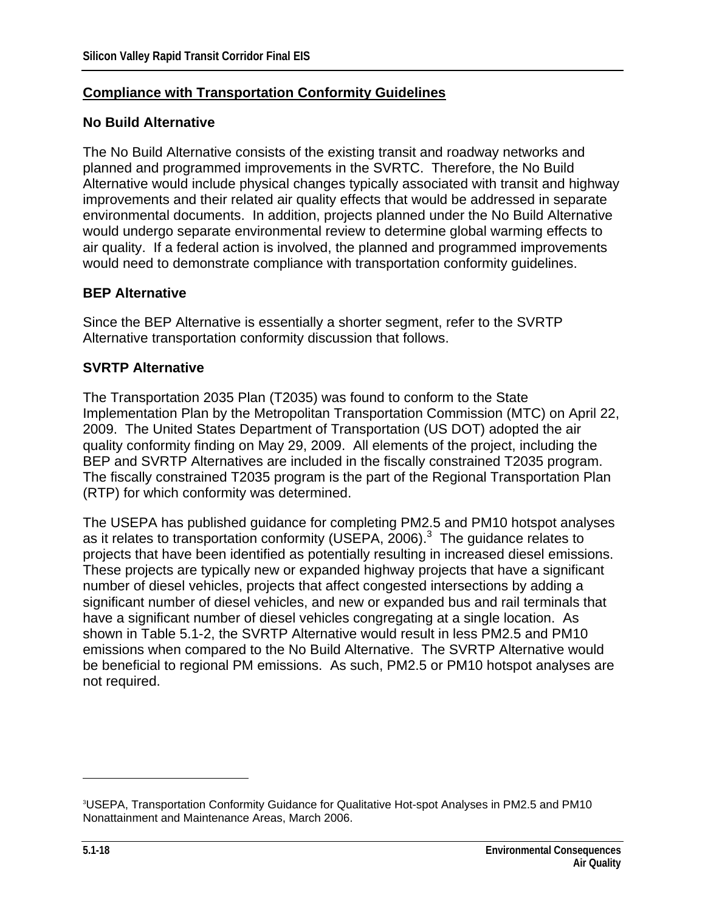## Compliance with Transportation Conformity Guidelines

### No Build Alternative

The No Build Alternative consists of the existing transit and roadway networks and planned and programmed improvements in the SVRTC. Therefore, the No Build Alternative would include physical changes typically associated with transit and highway improvements and their related air quality effects that would be addressed in separate environmental documents. In addition, projects planned under the No Build Alternative would undergo separate environmental review to determine global warming effects to air quality. If a federal action is involved, the planned and programmed improvements would need to demonstrate compliance with transportation conformity guidelines.

### BEP Alternative

Since the BEP Alternative is essentially a shorter segment, refer to the SVRTP Alternative transportation conformity discussion that follows.

### SVRTP Alternative

The Transportation 2035 Plan (T2035) was found to conform to the State Implementation Plan by the Metropolitan Transportation Commission (MTC) on April 22, 2009. The United States Department of Transportation (US DOT) adopted the air quality conformity finding on May 29, 2009. All elements of the project, including the BEP and SVRTP Alternatives are included in the fiscally constrained T2035 program. The fiscally constrained T2035 program is the part of the Regional Transportation Plan (RTP) for which conformity was determined.

The USEPA has published guidance for completing PM2.5 and PM10 hotspot analyses as it relates to transportation conformity (USEPA, 2006).[3] The guidance relates to projects that have been identified as potentially resulting in increased diesel emissions. These projects are typically new or expanded highway projects that have a significant number of diesel vehicles, projects that affect congested intersections by adding a significant number of diesel vehicles, and new or expanded bus and rail terminals that have a significant number of diesel vehicles congregating at a single location. As shown in Table 5.1-2, the SVRTP Alternative would result in less PM2.5 and PM10 emissions when compared to the No Build Alternative. The SVRTP Alternative would be beneficial to regional PM emissions. As such, PM2.5 or PM10 hotspot analyses are not required.

---

[3] USEPA, Transportation Conformity Guidance for Qualitative Hot-spot Analyses in PM2.5 and PM10 Nonattainment and Maintenance Areas, March 2006.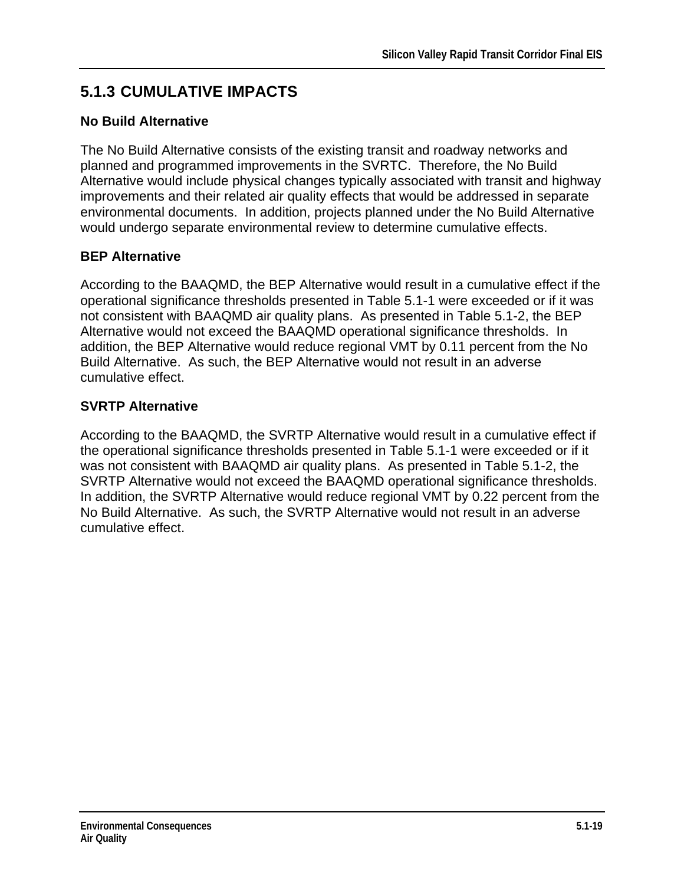## 5.1.3 CUMULATIVE IMPACTS

### No Build Alternative

The No Build Alternative consists of the existing transit and roadway networks and planned and programmed improvements in the SVRTC. Therefore, the No Build Alternative would include physical changes typically associated with transit and highway improvements and their related air quality effects that would be addressed in separate environmental documents. In addition, projects planned under the No Build Alternative would undergo separate environmental review to determine cumulative effects.

### BEP Alternative

According to the BAAQMD, the BEP Alternative would result in a cumulative effect if the operational significance thresholds presented in Table 5.1-1 were exceeded or if it was not consistent with BAAQMD air quality plans. As presented in Table 5.1-2, the BEP Alternative would not exceed the BAAQMD operational significance thresholds. In addition, the BEP Alternative would reduce regional VMT by 0.11 percent from the No Build Alternative. As such, the BEP Alternative would not result in an adverse cumulative effect.

### SVRTP Alternative

According to the BAAQMD, the SVRTP Alternative would result in a cumulative effect if the operational significance thresholds presented in Table 5.1-1 were exceeded or if it was not consistent with BAAQMD air quality plans. As presented in Table 5.1-2, the SVRTP Alternative would not exceed the BAAQMD operational significance thresholds. In addition, the SVRTP Alternative would reduce regional VMT by 0.22 percent from the No Build Alternative. As such, the SVRTP Alternative would not result in an adverse cumulative effect.